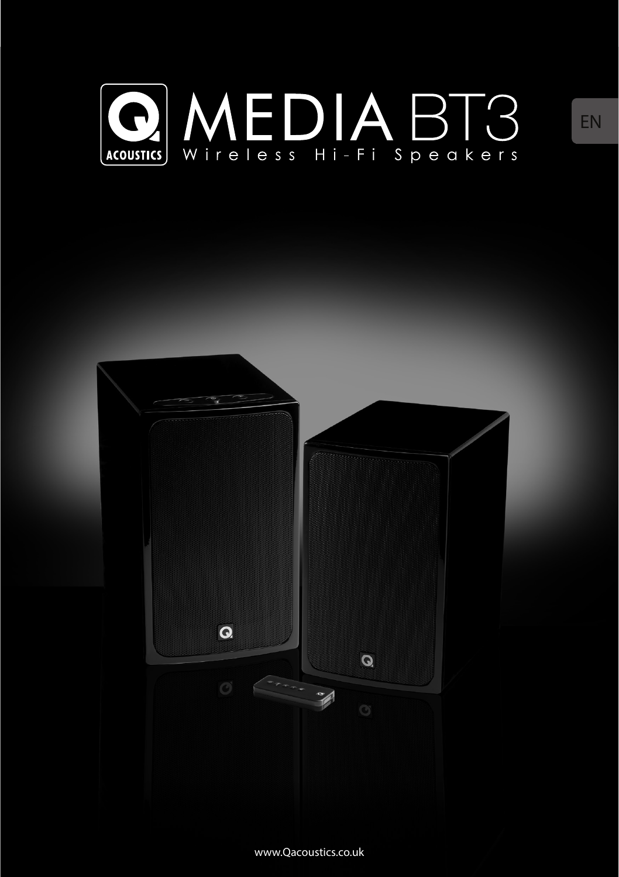# Q ACOUSTICS MEDIA BT3

Wireless Hi-Fi Speakers

EN

www.Qacoustics.co.uk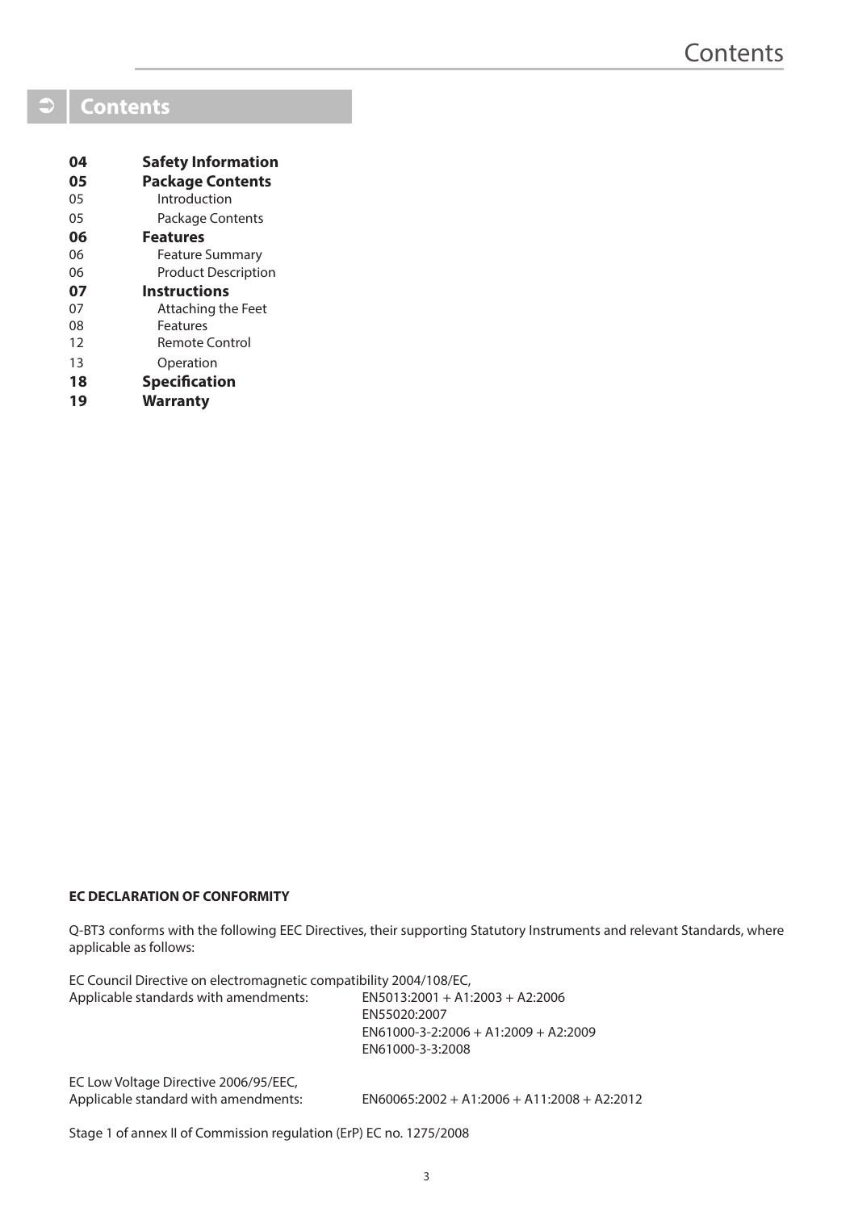## Contents

| | |
|---|---|
| **04** | **Safety Information** |
| **05** | **Package Contents** |
| 05 | Introduction |
| 05 | Package Contents |
| **06** | **Features** |
| 06 | Feature Summary |
| 06 | Product Description |
| **07** | **Instructions** |
| 07 | Attaching the Feet |
| 08 | Features |
| 12 | Remote Control |
| 13 | Operation |
| **18** | **Specification** |
| **19** | **Warranty** |

**EC DECLARATION OF CONFORMITY**

Q-BT3 conforms with the following EEC Directives, their supporting Statutory Instruments and relevant Standards, where applicable as follows:

EC Council Directive on electromagnetic compatibility 2004/108/EC,

Applicable standards with amendments:

- EN5013:2001 + A1:2003 + A2:2006
- EN55020:2007
- EN61000-3-2:2006 + A1:2009 + A2:2009
- EN61000-3-3:2008

EC Low Voltage Directive 2006/95/EEC,

Applicable standard with amendments: EN60065:2002 + A1:2006 + A11:2008 + A2:2012

Stage 1 of annex II of Commission regulation (ErP) EC no. 1275/2008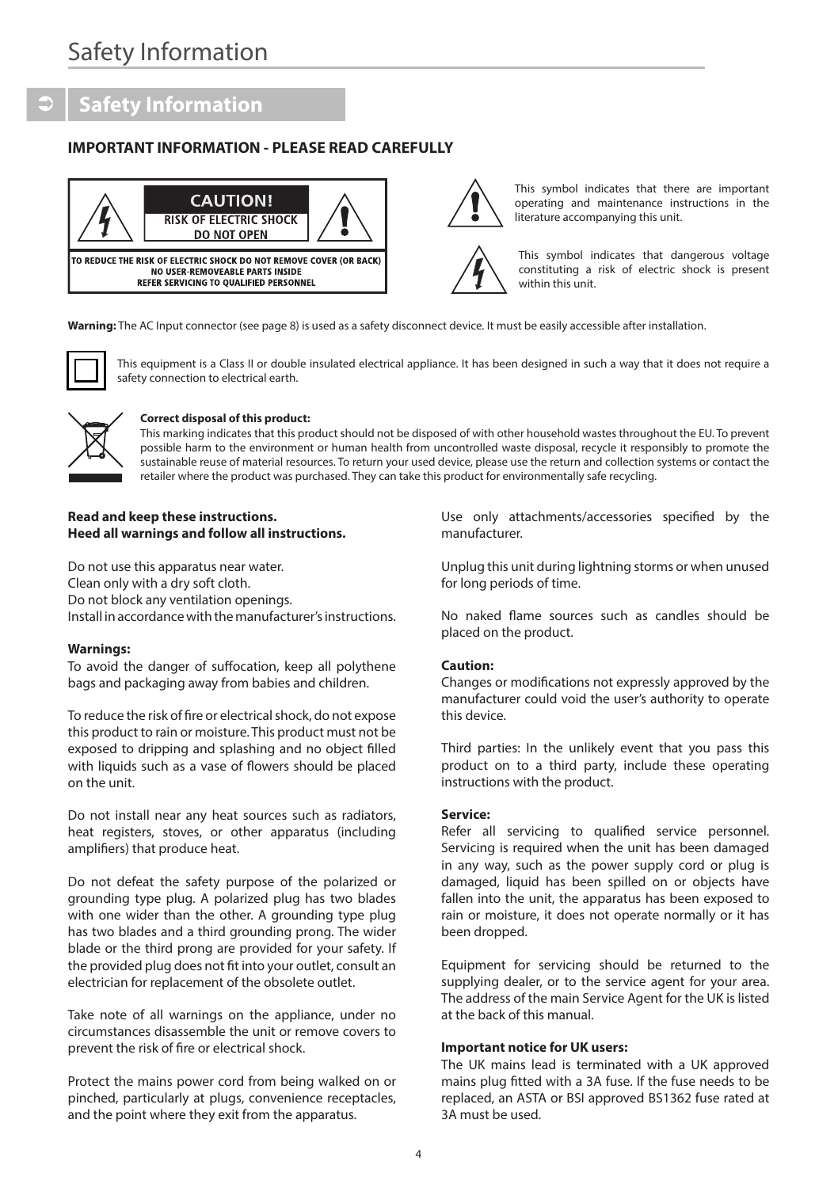## Safety Information

### IMPORTANT INFORMATION - PLEASE READ CAREFULLY

CAUTION!
RISK OF ELECTRIC SHOCK
DO NOT OPEN

TO REDUCE THE RISK OF ELECTRIC SHOCK DO NOT REMOVE COVER (OR BACK)
NO USER-REMOVEABLE PARTS INSIDE
REFER SERVICING TO QUALIFIED PERSONNEL

This symbol indicates that there are important operating and maintenance instructions in the literature accompanying this unit.

This symbol indicates that dangerous voltage constituting a risk of electric shock is present within this unit.

**Warning:** The AC Input connector (see page 8) is used as a safety disconnect device. It must be easily accessible after installation.

This equipment is a Class II or double insulated electrical appliance. It has been designed in such a way that it does not require a safety connection to electrical earth.

**Correct disposal of this product:**
This marking indicates that this product should not be disposed of with other household wastes throughout the EU. To prevent possible harm to the environment or human health from uncontrolled waste disposal, recycle it responsibly to promote the sustainable reuse of material resources. To return your used device, please use the return and collection systems or contact the retailer where the product was purchased. They can take this product for environmentally safe recycling.

**Read and keep these instructions.**
**Heed all warnings and follow all instructions.**

Do not use this apparatus near water.
Clean only with a dry soft cloth.
Do not block any ventilation openings.
Install in accordance with the manufacturer's instructions.

**Warnings:**
To avoid the danger of suffocation, keep all polythene bags and packaging away from babies and children.

To reduce the risk of fire or electrical shock, do not expose this product to rain or moisture. This product must not be exposed to dripping and splashing and no object filled with liquids such as a vase of flowers should be placed on the unit.

Do not install near any heat sources such as radiators, heat registers, stoves, or other apparatus (including amplifiers) that produce heat.

Do not defeat the safety purpose of the polarized or grounding type plug. A polarized plug has two blades with one wider than the other. A grounding type plug has two blades and a third grounding prong. The wider blade or the third prong are provided for your safety. If the provided plug does not fit into your outlet, consult an electrician for replacement of the obsolete outlet.

Take note of all warnings on the appliance, under no circumstances disassemble the unit or remove covers to prevent the risk of fire or electrical shock.

Protect the mains power cord from being walked on or pinched, particularly at plugs, convenience receptacles, and the point where they exit from the apparatus.

Use only attachments/accessories specified by the manufacturer.

Unplug this unit during lightning storms or when unused for long periods of time.

No naked flame sources such as candles should be placed on the product.

**Caution:**
Changes or modifications not expressly approved by the manufacturer could void the user's authority to operate this device.

Third parties: In the unlikely event that you pass this product on to a third party, include these operating instructions with the product.

**Service:**
Refer all servicing to qualified service personnel. Servicing is required when the unit has been damaged in any way, such as the power supply cord or plug is damaged, liquid has been spilled on or objects have fallen into the unit, the apparatus has been exposed to rain or moisture, it does not operate normally or it has been dropped.

Equipment for servicing should be returned to the supplying dealer, or to the service agent for your area. The address of the main Service Agent for the UK is listed at the back of this manual.

**Important notice for UK users:**
The UK mains lead is terminated with a UK approved mains plug fitted with a 3A fuse. If the fuse needs to be replaced, an ASTA or BSI approved BS1362 fuse rated at 3A must be used.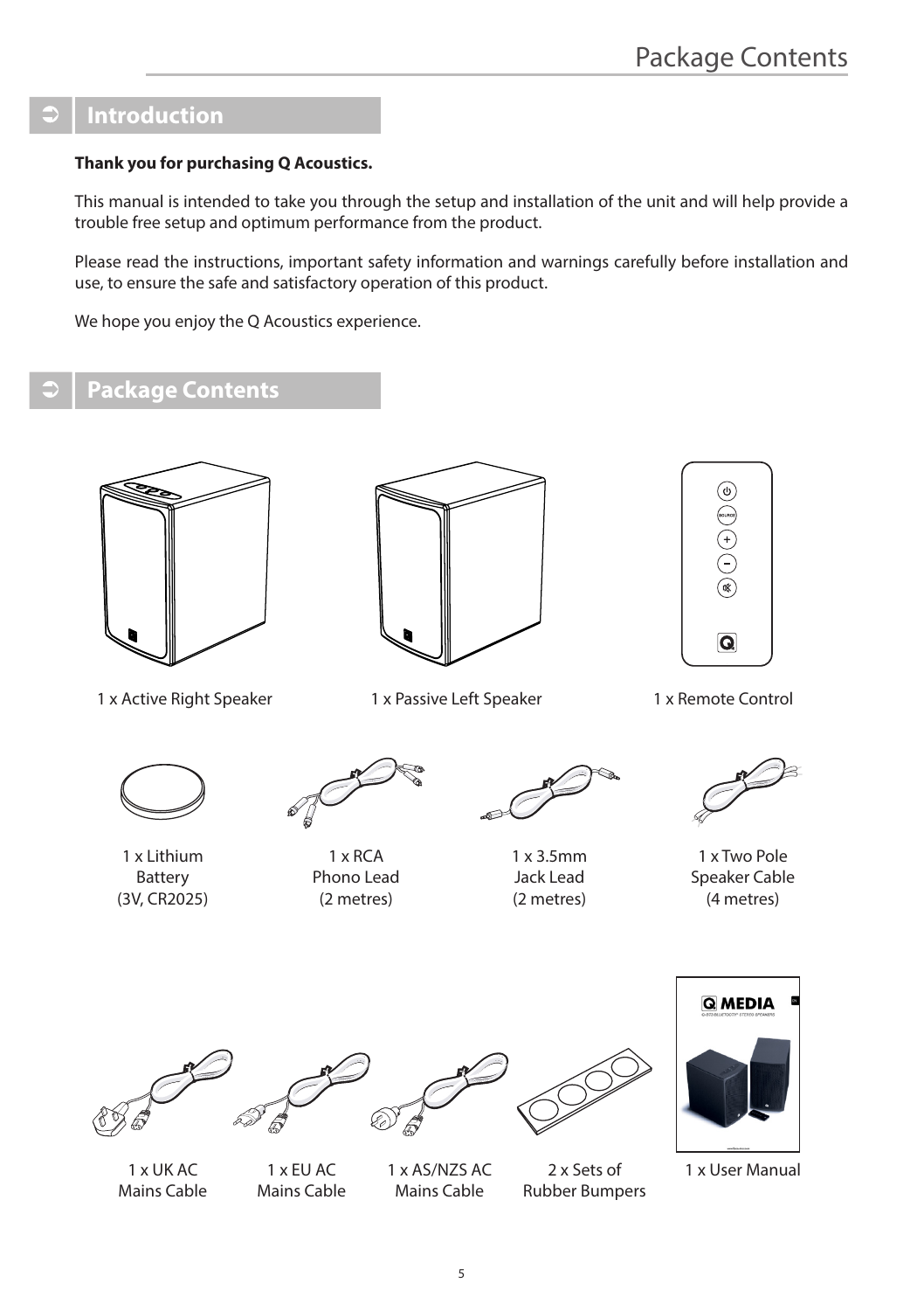## Introduction

**Thank you for purchasing Q Acoustics.**

This manual is intended to take you through the setup and installation of the unit and will help provide a trouble free setup and optimum performance from the product.

Please read the instructions, important safety information and warnings carefully before installation and use, to ensure the safe and satisfactory operation of this product.

We hope you enjoy the Q Acoustics experience.

## Package Contents

1 x Active Right Speaker

1 x Passive Left Speaker

1 x Remote Control

1 x Lithium Battery (3V, CR2025)

1 x RCA Phono Lead (2 metres)

1 x 3.5mm Jack Lead (2 metres)

1 x Two Pole Speaker Cable (4 metres)

1 x UK AC Mains Cable

1 x EU AC Mains Cable

1 x AS/NZS AC Mains Cable

2 x Sets of Rubber Bumpers

1 x User Manual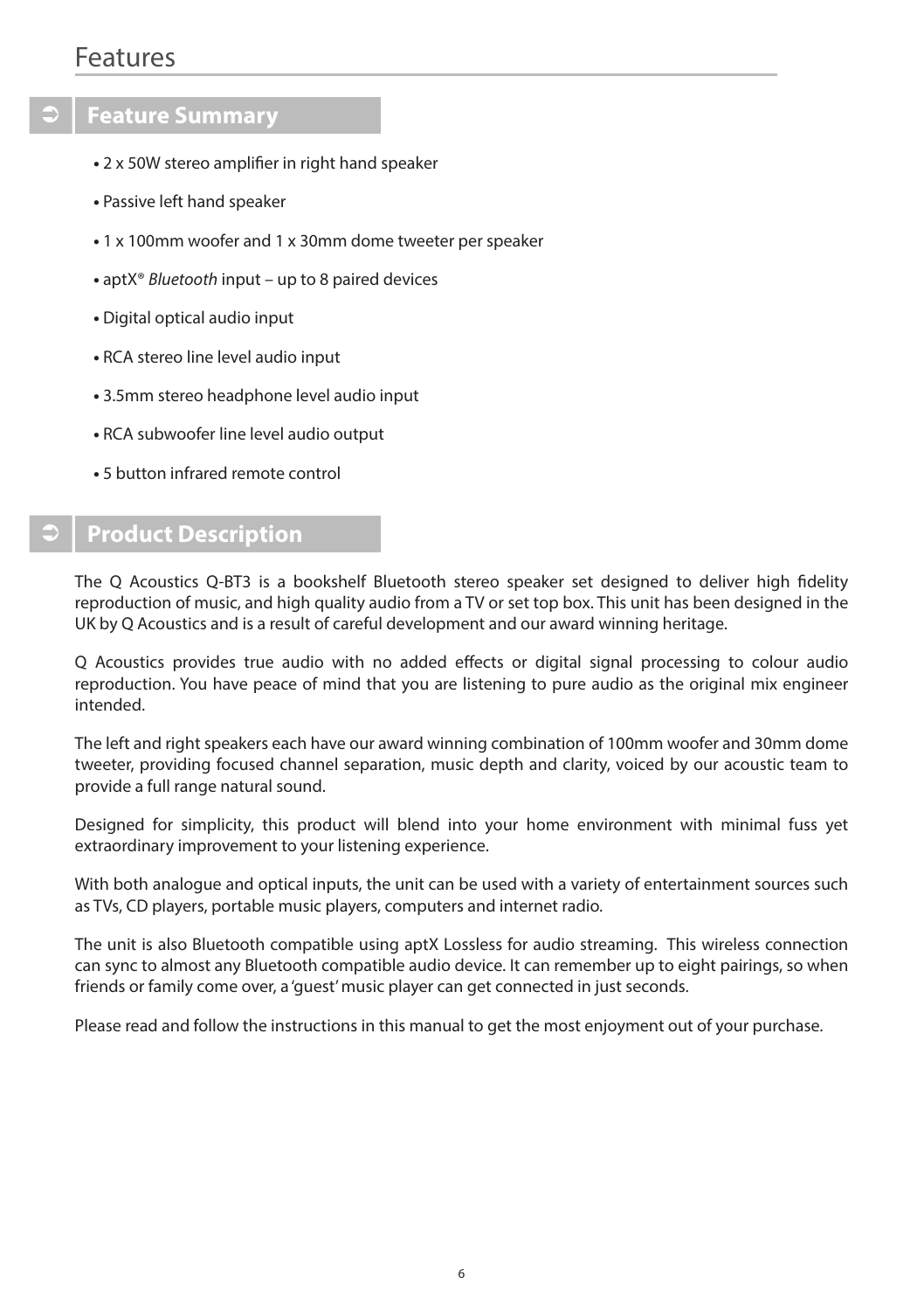# Features

## Feature Summary

- 2 x 50W stereo amplifier in right hand speaker
- Passive left hand speaker
- 1 x 100mm woofer and 1 x 30mm dome tweeter per speaker
- aptX® *Bluetooth* input – up to 8 paired devices
- Digital optical audio input
- RCA stereo line level audio input
- 3.5mm stereo headphone level audio input
- RCA subwoofer line level audio output
- 5 button infrared remote control

## Product Description

The Q Acoustics Q-BT3 is a bookshelf Bluetooth stereo speaker set designed to deliver high fidelity reproduction of music, and high quality audio from a TV or set top box. This unit has been designed in the UK by Q Acoustics and is a result of careful development and our award winning heritage.

Q Acoustics provides true audio with no added effects or digital signal processing to colour audio reproduction. You have peace of mind that you are listening to pure audio as the original mix engineer intended.

The left and right speakers each have our award winning combination of 100mm woofer and 30mm dome tweeter, providing focused channel separation, music depth and clarity, voiced by our acoustic team to provide a full range natural sound.

Designed for simplicity, this product will blend into your home environment with minimal fuss yet extraordinary improvement to your listening experience.

With both analogue and optical inputs, the unit can be used with a variety of entertainment sources such as TVs, CD players, portable music players, computers and internet radio.

The unit is also Bluetooth compatible using aptX Lossless for audio streaming. This wireless connection can sync to almost any Bluetooth compatible audio device. It can remember up to eight pairings, so when friends or family come over, a 'guest' music player can get connected in just seconds.

Please read and follow the instructions in this manual to get the most enjoyment out of your purchase.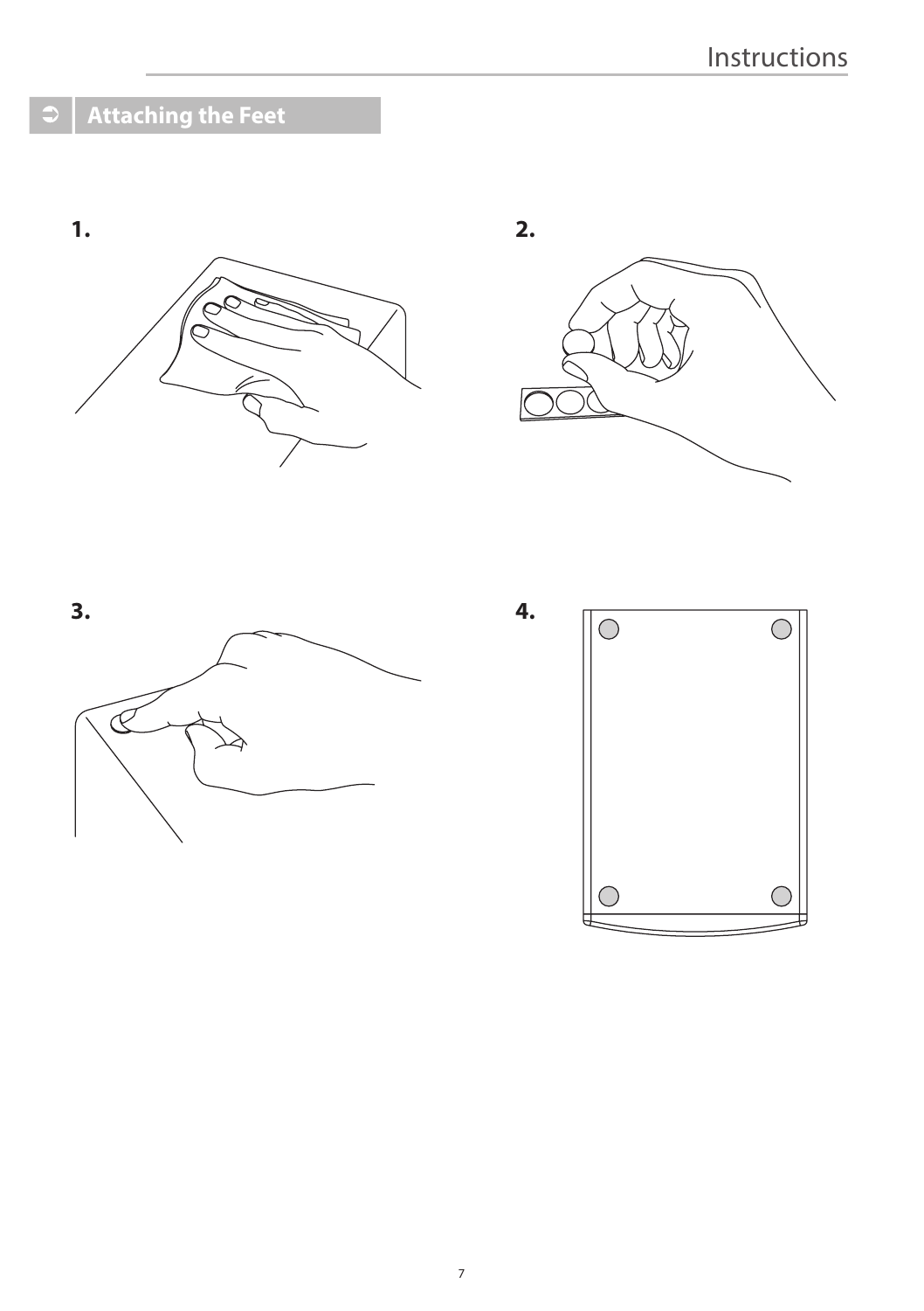## Attaching the Feet

1.

2.

3.

4.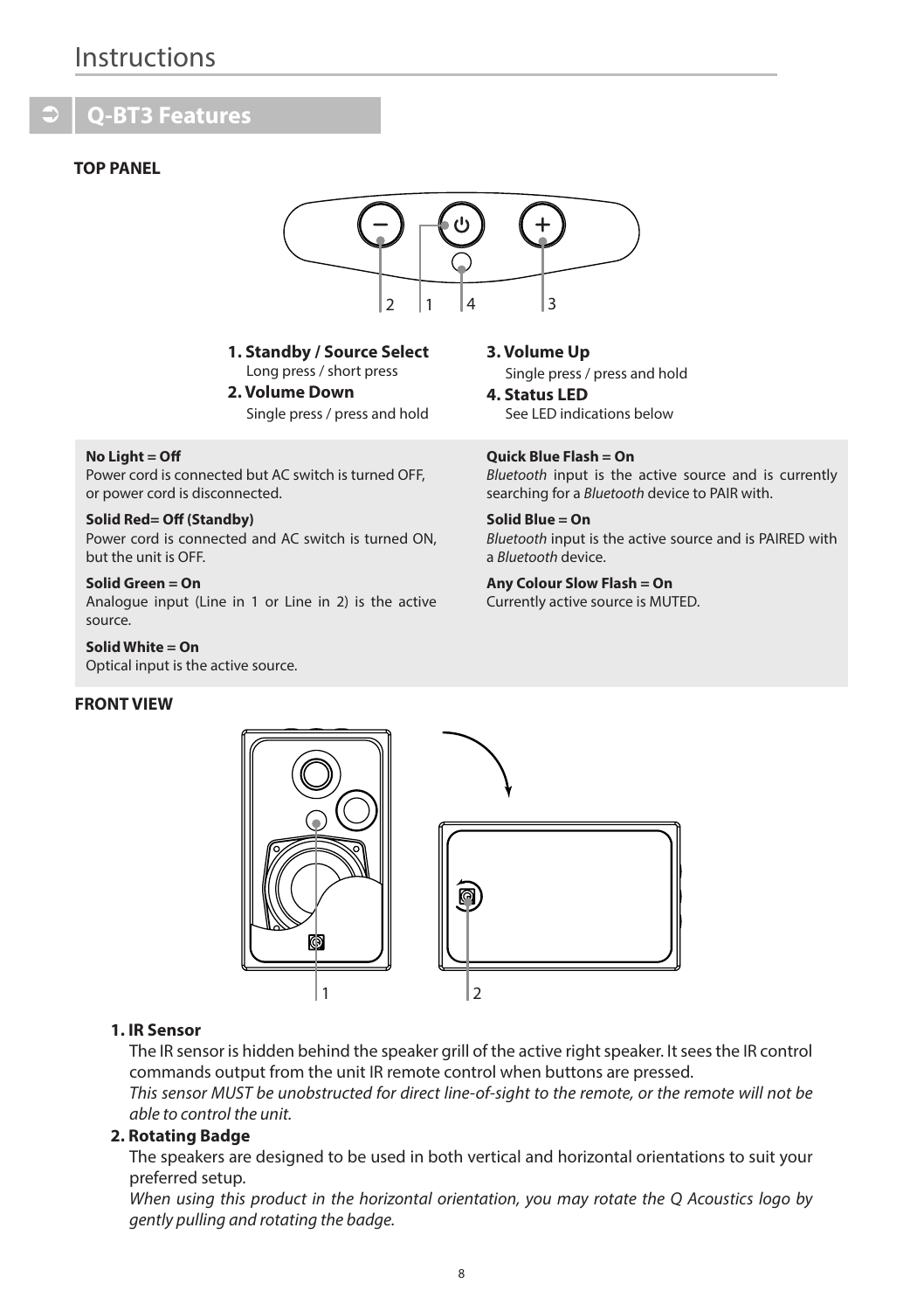## Q-BT3 Features

**TOP PANEL**

**1. Standby / Source Select**
Long press / short press

**2. Volume Down**
Single press / press and hold

**3. Volume Up**
Single press / press and hold

**4. Status LED**
See LED indications below

**No Light = Off**
Power cord is connected but AC switch is turned OFF, or power cord is disconnected.

**Solid Red= Off (Standby)**
Power cord is connected and AC switch is turned ON, but the unit is OFF.

**Solid Green = On**
Analogue input (Line in 1 or Line in 2) is the active source.

**Solid White = On**
Optical input is the active source.

**Quick Blue Flash = On**
*Bluetooth* input is the active source and is currently searching for a *Bluetooth* device to PAIR with.

**Solid Blue = On**
*Bluetooth* input is the active source and is PAIRED with a *Bluetooth* device.

**Any Colour Slow Flash = On**
Currently active source is MUTED.

**FRONT VIEW**

**1. IR Sensor**

The IR sensor is hidden behind the speaker grill of the active right speaker. It sees the IR control commands output from the unit IR remote control when buttons are pressed.

*This sensor MUST be unobstructed for direct line-of-sight to the remote, or the remote will not be able to control the unit.*

**2. Rotating Badge**

The speakers are designed to be used in both vertical and horizontal orientations to suit your preferred setup.

*When using this product in the horizontal orientation, you may rotate the Q Acoustics logo by gently pulling and rotating the badge.*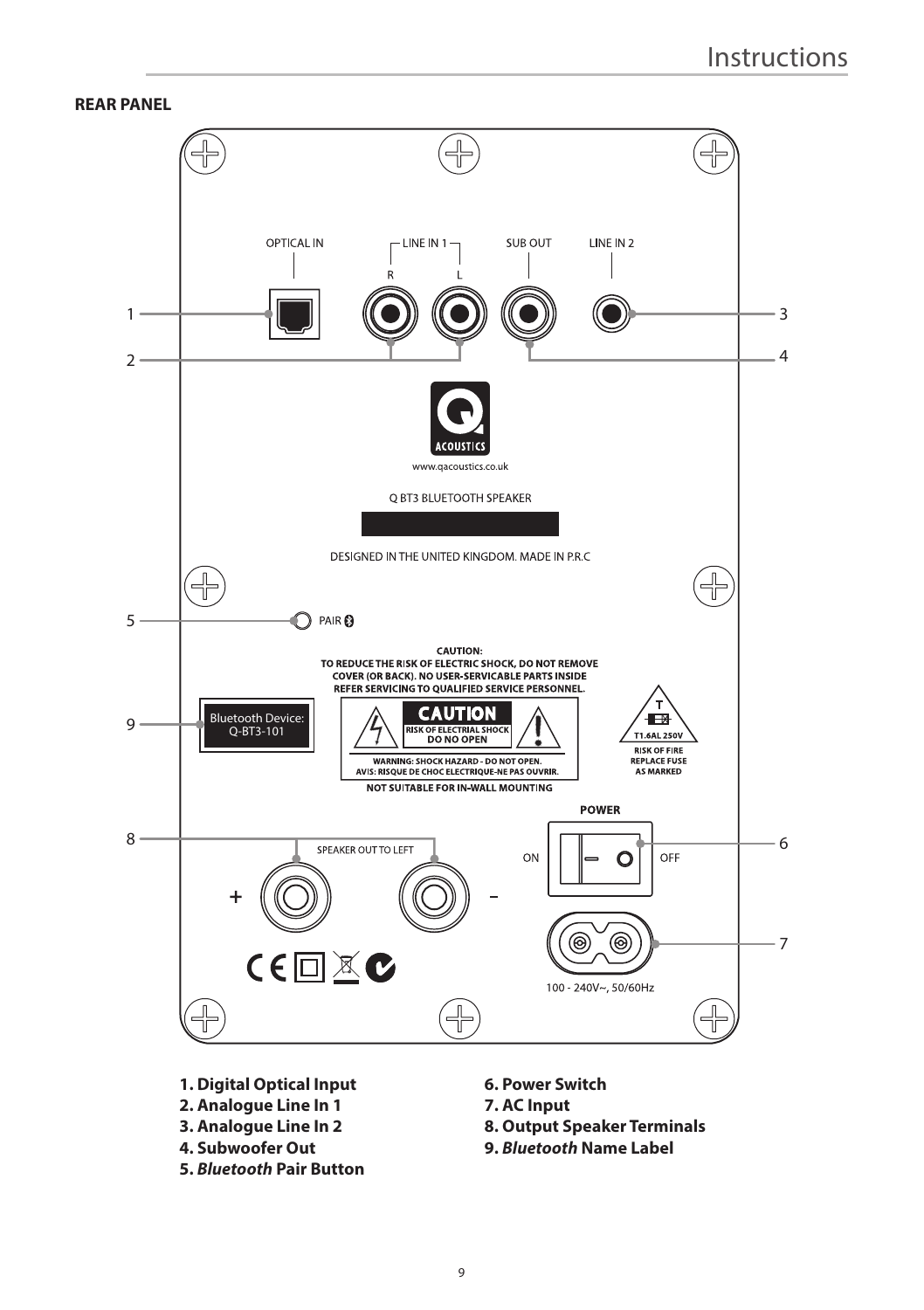**REAR PANEL**

OPTICAL IN — LINE IN 1 (R, L) — SUB OUT — LINE IN 2

www.qacoustics.co.uk

Q BT3 BLUETOOTH SPEAKER

DESIGNED IN THE UNITED KINGDOM. MADE IN P.R.C

PAIR

Bluetooth Device: Q-BT3-101

**CAUTION:**
**TO REDUCE THE RISK OF ELECTRIC SHOCK, DO NOT REMOVE COVER (OR BACK). NO USER-SERVICABLE PARTS INSIDE REFER SERVICING TO QUALIFIED SERVICE PERSONNEL.**

**CAUTION**
**RISK OF ELECTRIAL SHOCK**
**DO NO OPEN**

**WARNING: SHOCK HAZARD - DO NOT OPEN.**
**AVIS: RISQUE DE CHOC ELECTRIQUE-NE PAS OUVRIR.**

**NOT SUITABLE FOR IN-WALL MOUNTING**

**T1.6AL 250V**
**RISK OF FIRE REPLACE FUSE AS MARKED**

**POWER**
ON OFF

SPEAKER OUT TO LEFT
+ -

100 - 240V~, 50/60Hz

1. **Digital Optical Input**
2. **Analogue Line In 1**
3. **Analogue Line In 2**
4. **Subwoofer Out**
5. ***Bluetooth* Pair Button**
6. **Power Switch**
7. **AC Input**
8. **Output Speaker Terminals**
9. ***Bluetooth* Name Label**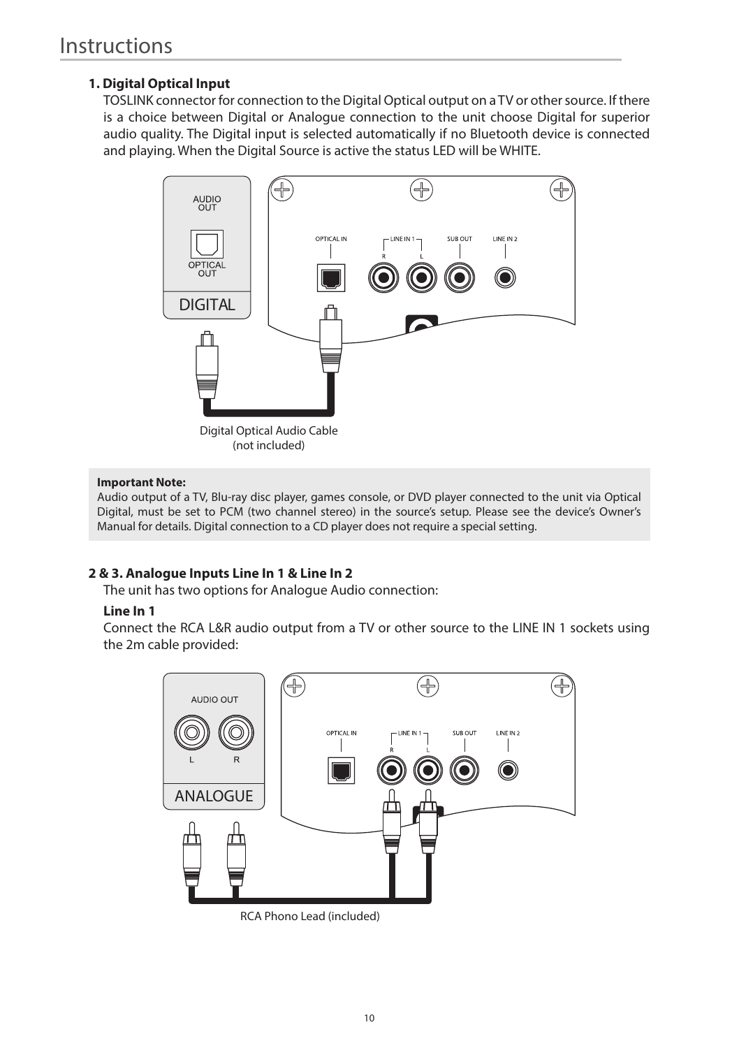# Instructions

**1. Digital Optical Input**

TOSLINK connector for connection to the Digital Optical output on a TV or other source. If there is a choice between Digital or Analogue connection to the unit choose Digital for superior audio quality. The Digital input is selected automatically if no Bluetooth device is connected and playing. When the Digital Source is active the status LED will be WHITE.

Digital Optical Audio Cable
(not included)

> **Important Note:**
> Audio output of a TV, Blu-ray disc player, games console, or DVD player connected to the unit via Optical Digital, must be set to PCM (two channel stereo) in the source's setup. Please see the device's Owner's Manual for details. Digital connection to a CD player does not require a special setting.

**2 & 3. Analogue Inputs Line In 1 & Line In 2**

The unit has two options for Analogue Audio connection:

**Line In 1**

Connect the RCA L&R audio output from a TV or other source to the LINE IN 1 sockets using the 2m cable provided:

RCA Phono Lead (included)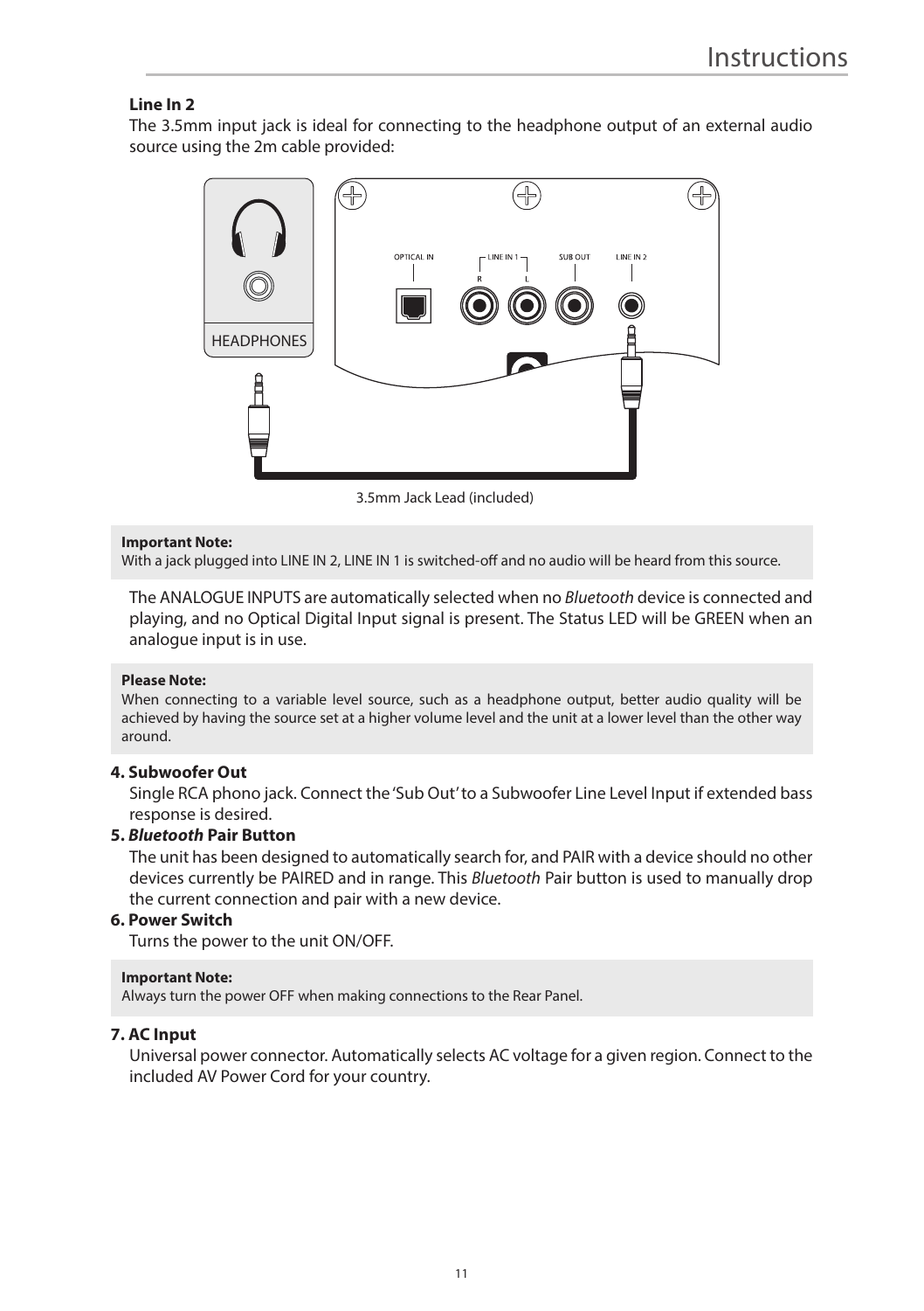**Line In 2**

The 3.5mm input jack is ideal for connecting to the headphone output of an external audio source using the 2m cable provided:

3.5mm Jack Lead (included)

> **Important Note:**
> With a jack plugged into LINE IN 2, LINE IN 1 is switched-off and no audio will be heard from this source.

The ANALOGUE INPUTS are automatically selected when no *Bluetooth* device is connected and playing, and no Optical Digital Input signal is present. The Status LED will be GREEN when an analogue input is in use.

> **Please Note:**
> When connecting to a variable level source, such as a headphone output, better audio quality will be achieved by having the source set at a higher volume level and the unit at a lower level than the other way around.

**4. Subwoofer Out**

Single RCA phono jack. Connect the 'Sub Out' to a Subwoofer Line Level Input if extended bass response is desired.

**5. *Bluetooth* Pair Button**

The unit has been designed to automatically search for, and PAIR with a device should no other devices currently be PAIRED and in range. This *Bluetooth* Pair button is used to manually drop the current connection and pair with a new device.

**6. Power Switch**

Turns the power to the unit ON/OFF.

> **Important Note:**
> Always turn the power OFF when making connections to the Rear Panel.

**7. AC Input**

Universal power connector. Automatically selects AC voltage for a given region. Connect to the included AV Power Cord for your country.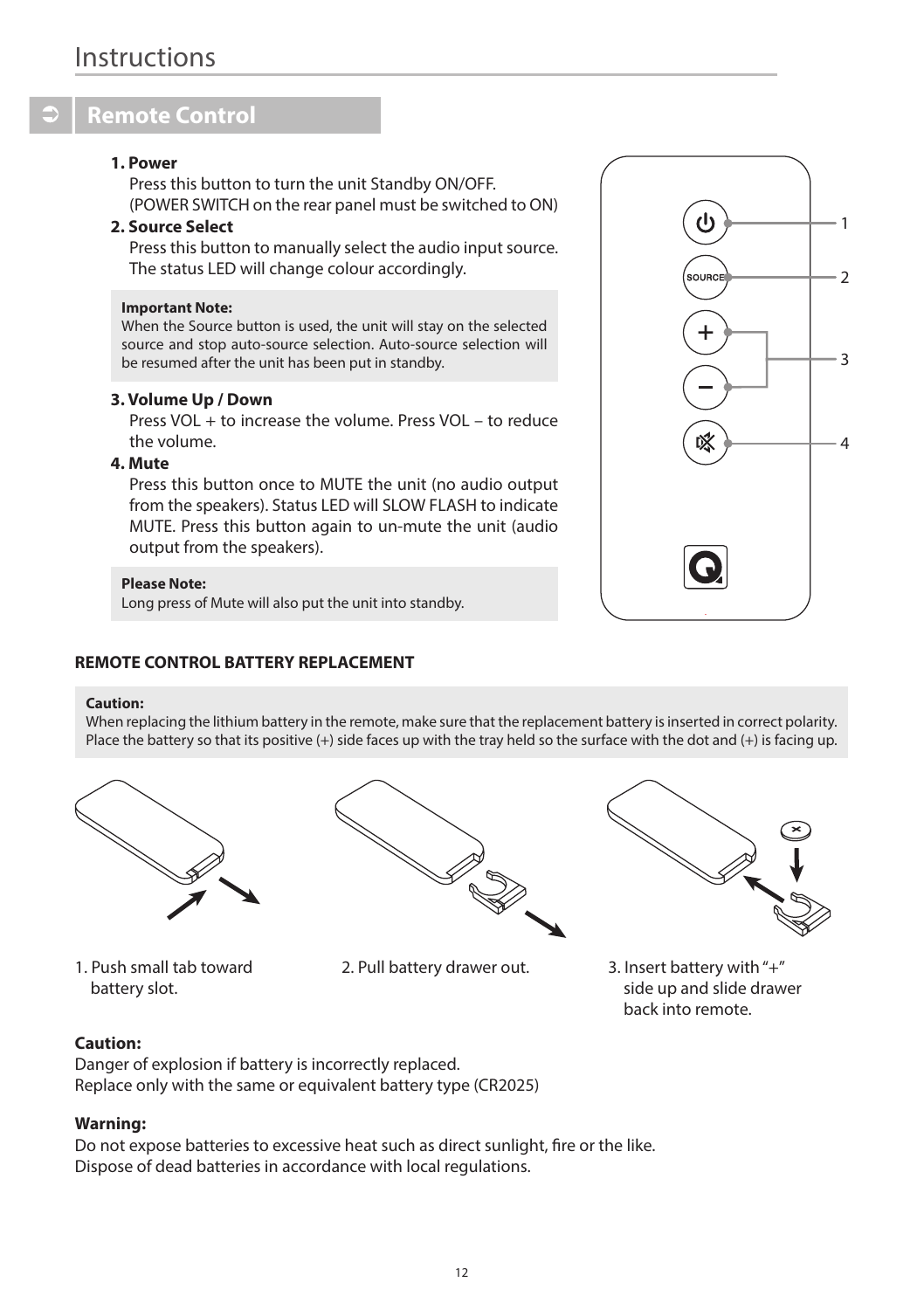# Instructions

## Remote Control

**1. Power**

Press this button to turn the unit Standby ON/OFF.
(POWER SWITCH on the rear panel must be switched to ON)

**2. Source Select**

Press this button to manually select the audio input source. The status LED will change colour accordingly.

> **Important Note:**
> When the Source button is used, the unit will stay on the selected source and stop auto-source selection. Auto-source selection will be resumed after the unit has been put in standby.

**3. Volume Up / Down**

Press VOL + to increase the volume. Press VOL – to reduce the volume.

**4. Mute**

Press this button once to MUTE the unit (no audio output from the speakers). Status LED will SLOW FLASH to indicate MUTE. Press this button again to un-mute the unit (audio output from the speakers).

> **Please Note:**
> Long press of Mute will also put the unit into standby.

### REMOTE CONTROL BATTERY REPLACEMENT

> **Caution:**
> When replacing the lithium battery in the remote, make sure that the replacement battery is inserted in correct polarity. Place the battery so that its positive (+) side faces up with the tray held so the surface with the dot and (+) is facing up.

1. Push small tab toward battery slot.
2. Pull battery drawer out.
3. Insert battery with "+" side up and slide drawer back into remote.

**Caution:**

Danger of explosion if battery is incorrectly replaced.
Replace only with the same or equivalent battery type (CR2025)

**Warning:**

Do not expose batteries to excessive heat such as direct sunlight, fire or the like.
Dispose of dead batteries in accordance with local regulations.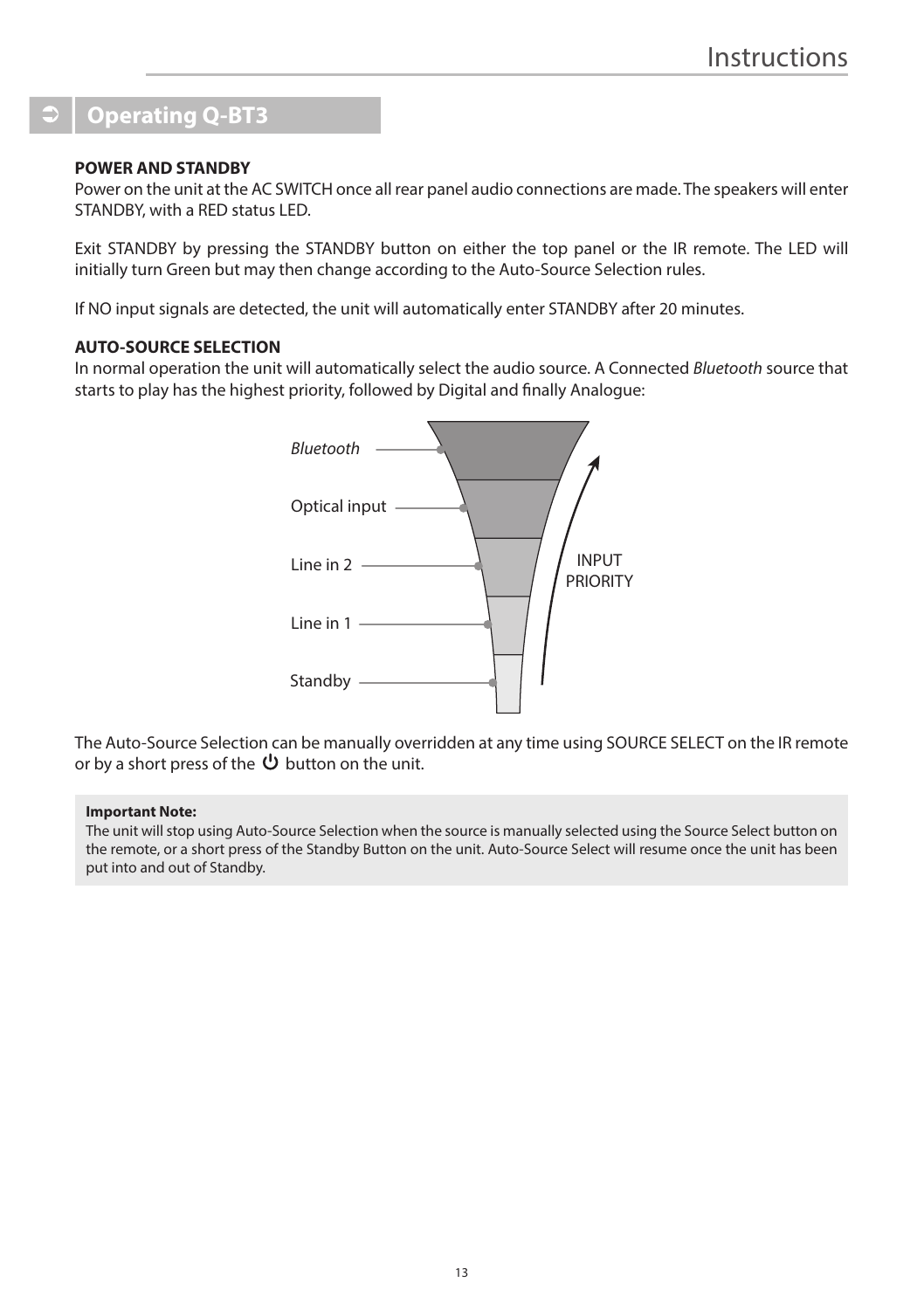## Operating Q-BT3

**POWER AND STANDBY**

Power on the unit at the AC SWITCH once all rear panel audio connections are made. The speakers will enter STANDBY, with a RED status LED.

Exit STANDBY by pressing the STANDBY button on either the top panel or the IR remote. The LED will initially turn Green but may then change according to the Auto-Source Selection rules.

If NO input signals are detected, the unit will automatically enter STANDBY after 20 minutes.

**AUTO-SOURCE SELECTION**

In normal operation the unit will automatically select the audio source. A Connected *Bluetooth* source that starts to play has the highest priority, followed by Digital and finally Analogue:

*Bluetooth*

Optical input

Line in 2

Line in 1

Standby

INPUT PRIORITY

The Auto-Source Selection can be manually overridden at any time using SOURCE SELECT on the IR remote or by a short press of the ⏻ button on the unit.

**Important Note:**

The unit will stop using Auto-Source Selection when the source is manually selected using the Source Select button on the remote, or a short press of the Standby Button on the unit. Auto-Source Select will resume once the unit has been put into and out of Standby.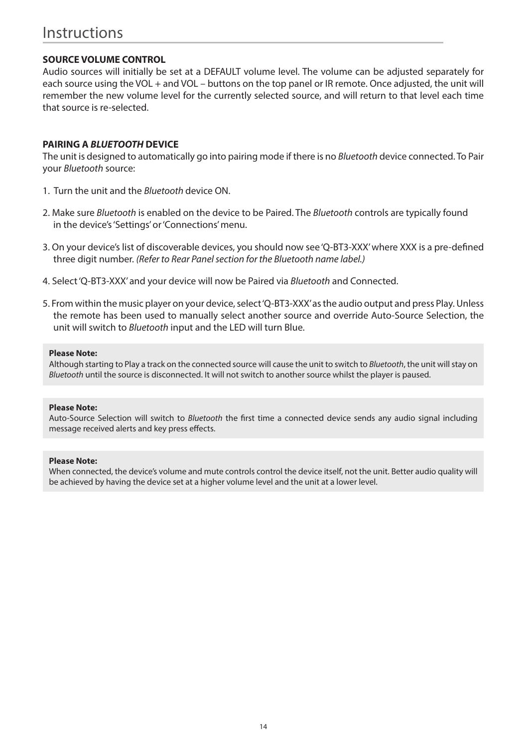# Instructions

**SOURCE VOLUME CONTROL**

Audio sources will initially be set at a DEFAULT volume level. The volume can be adjusted separately for each source using the VOL + and VOL – buttons on the top panel or IR remote. Once adjusted, the unit will remember the new volume level for the currently selected source, and will return to that level each time that source is re-selected.

**PAIRING A *BLUETOOTH* DEVICE**

The unit is designed to automatically go into pairing mode if there is no *Bluetooth* device connected. To Pair your *Bluetooth* source:

1. Turn the unit and the *Bluetooth* device ON.
2. Make sure *Bluetooth* is enabled on the device to be Paired. The *Bluetooth* controls are typically found in the device's 'Settings' or 'Connections' menu.
3. On your device's list of discoverable devices, you should now see 'Q-BT3-XXX' where XXX is a pre-defined three digit number. *(Refer to Rear Panel section for the Bluetooth name label.)*
4. Select 'Q-BT3-XXX' and your device will now be Paired via *Bluetooth* and Connected.
5. From within the music player on your device, select 'Q-BT3-XXX' as the audio output and press Play. Unless the remote has been used to manually select another source and override Auto-Source Selection, the unit will switch to *Bluetooth* input and the LED will turn Blue.

**Please Note:**
Although starting to Play a track on the connected source will cause the unit to switch to *Bluetooth*, the unit will stay on *Bluetooth* until the source is disconnected. It will not switch to another source whilst the player is paused.

**Please Note:**
Auto-Source Selection will switch to *Bluetooth* the first time a connected device sends any audio signal including message received alerts and key press effects.

**Please Note:**
When connected, the device's volume and mute controls control the device itself, not the unit. Better audio quality will be achieved by having the device set at a higher volume level and the unit at a lower level.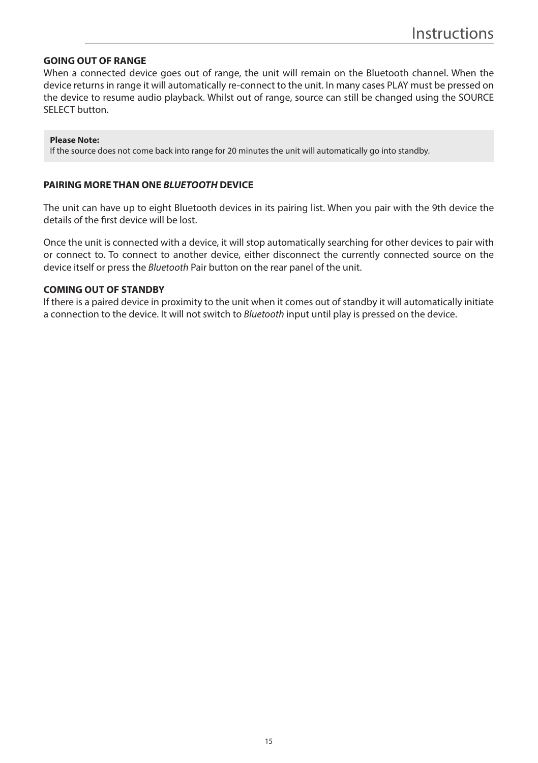### GOING OUT OF RANGE

When a connected device goes out of range, the unit will remain on the Bluetooth channel. When the device returns in range it will automatically re-connect to the unit. In many cases PLAY must be pressed on the device to resume audio playback. Whilst out of range, source can still be changed using the SOURCE SELECT button.

> **Please Note:**
> If the source does not come back into range for 20 minutes the unit will automatically go into standby.

### PAIRING MORE THAN ONE *BLUETOOTH* DEVICE

The unit can have up to eight Bluetooth devices in its pairing list. When you pair with the 9th device the details of the first device will be lost.

Once the unit is connected with a device, it will stop automatically searching for other devices to pair with or connect to. To connect to another device, either disconnect the currently connected source on the device itself or press the *Bluetooth* Pair button on the rear panel of the unit.

### COMING OUT OF STANDBY

If there is a paired device in proximity to the unit when it comes out of standby it will automatically initiate a connection to the device. It will not switch to *Bluetooth* input until play is pressed on the device.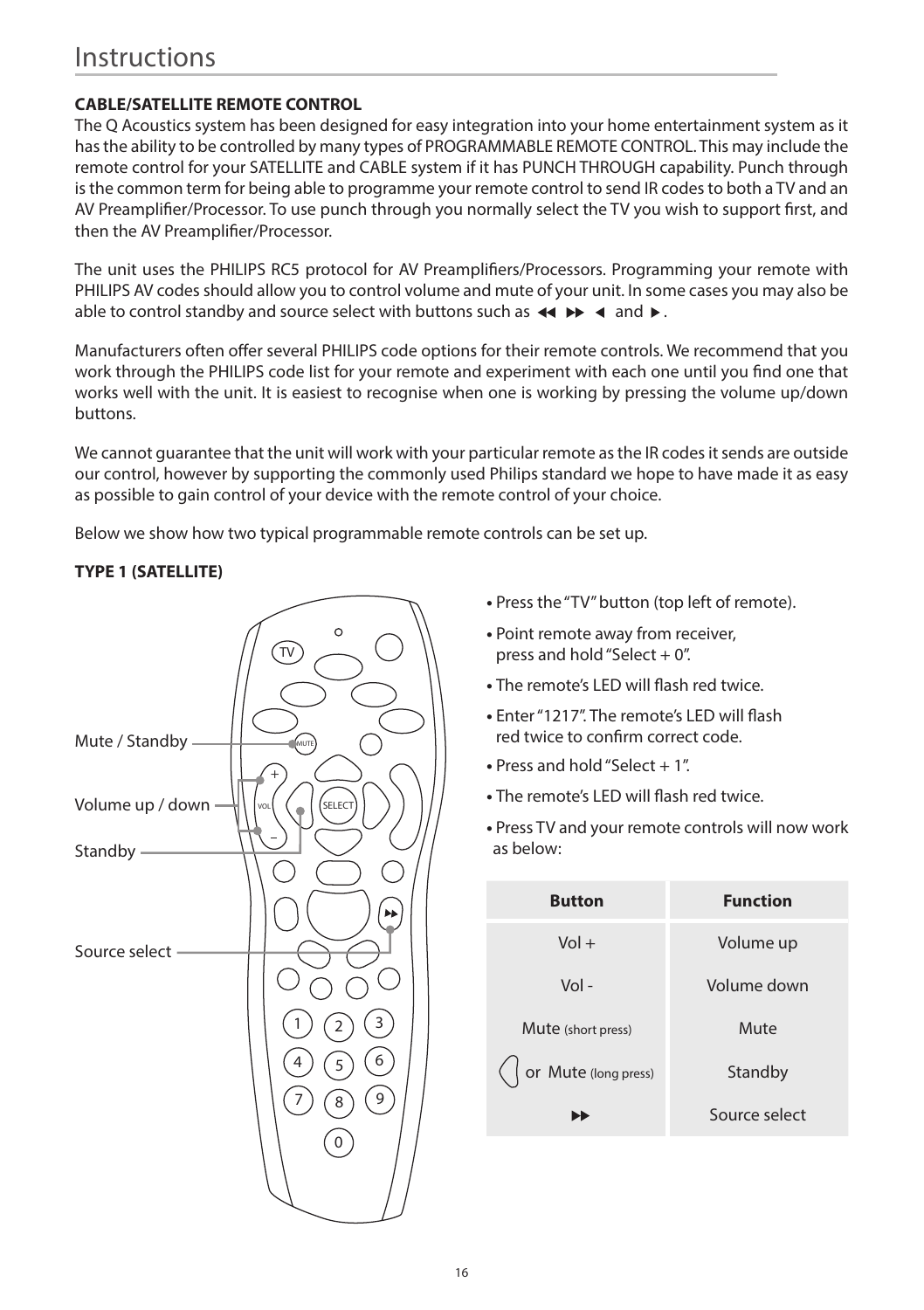# Instructions

**CABLE/SATELLITE REMOTE CONTROL**

The Q Acoustics system has been designed for easy integration into your home entertainment system as it has the ability to be controlled by many types of PROGRAMMABLE REMOTE CONTROL. This may include the remote control for your SATELLITE and CABLE system if it has PUNCH THROUGH capability. Punch through is the common term for being able to programme your remote control to send IR codes to both a TV and an AV Preamplifier/Processor. To use punch through you normally select the TV you wish to support first, and then the AV Preamplifier/Processor.

The unit uses the PHILIPS RC5 protocol for AV Preamplifiers/Processors. Programming your remote with PHILIPS AV codes should allow you to control volume and mute of your unit. In some cases you may also be able to control standby and source select with buttons such as ◀◀ ▶▶ ◀ and ▶.

Manufacturers often offer several PHILIPS code options for their remote controls. We recommend that you work through the PHILIPS code list for your remote and experiment with each one until you find one that works well with the unit. It is easiest to recognise when one is working by pressing the volume up/down buttons.

We cannot guarantee that the unit will work with your particular remote as the IR codes it sends are outside our control, however by supporting the commonly used Philips standard we hope to have made it as easy as possible to gain control of your device with the remote control of your choice.

Below we show how two typical programmable remote controls can be set up.

**TYPE 1 (SATELLITE)**

Mute / Standby

Volume up / down

Standby

Source select

- Press the "TV" button (top left of remote).
- Point remote away from receiver, press and hold "Select + 0".
- The remote's LED will flash red twice.
- Enter "1217". The remote's LED will flash red twice to confirm correct code.
- Press and hold "Select + 1".
- The remote's LED will flash red twice.
- Press TV and your remote controls will now work as below:

| Button | Function |
| --- | --- |
| Vol + | Volume up |
| Vol - | Volume down |
| Mute (short press) | Mute |
| ( or Mute (long press) | Standby |
| ▶▶ | Source select |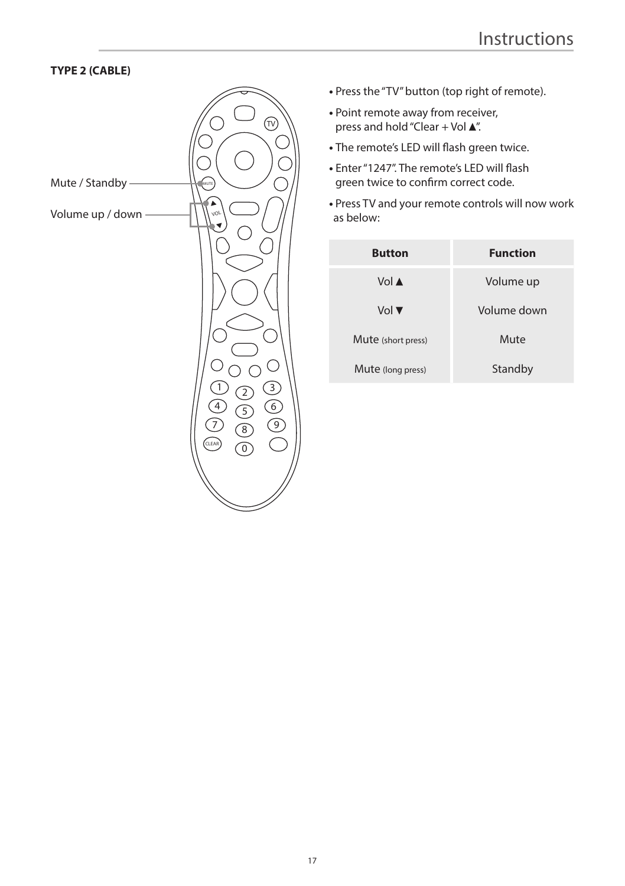**TYPE 2 (CABLE)**

Mute / Standby

Volume up / down

- Press the "TV" button (top right of remote).
- Point remote away from receiver, press and hold "Clear + Vol ▲".
- The remote's LED will flash green twice.
- Enter "1247". The remote's LED will flash green twice to confirm correct code.
- Press TV and your remote controls will now work as below:

| Button | Function |
| --- | --- |
| Vol ▲ | Volume up |
| Vol ▼ | Volume down |
| Mute (short press) | Mute |
| Mute (long press) | Standby |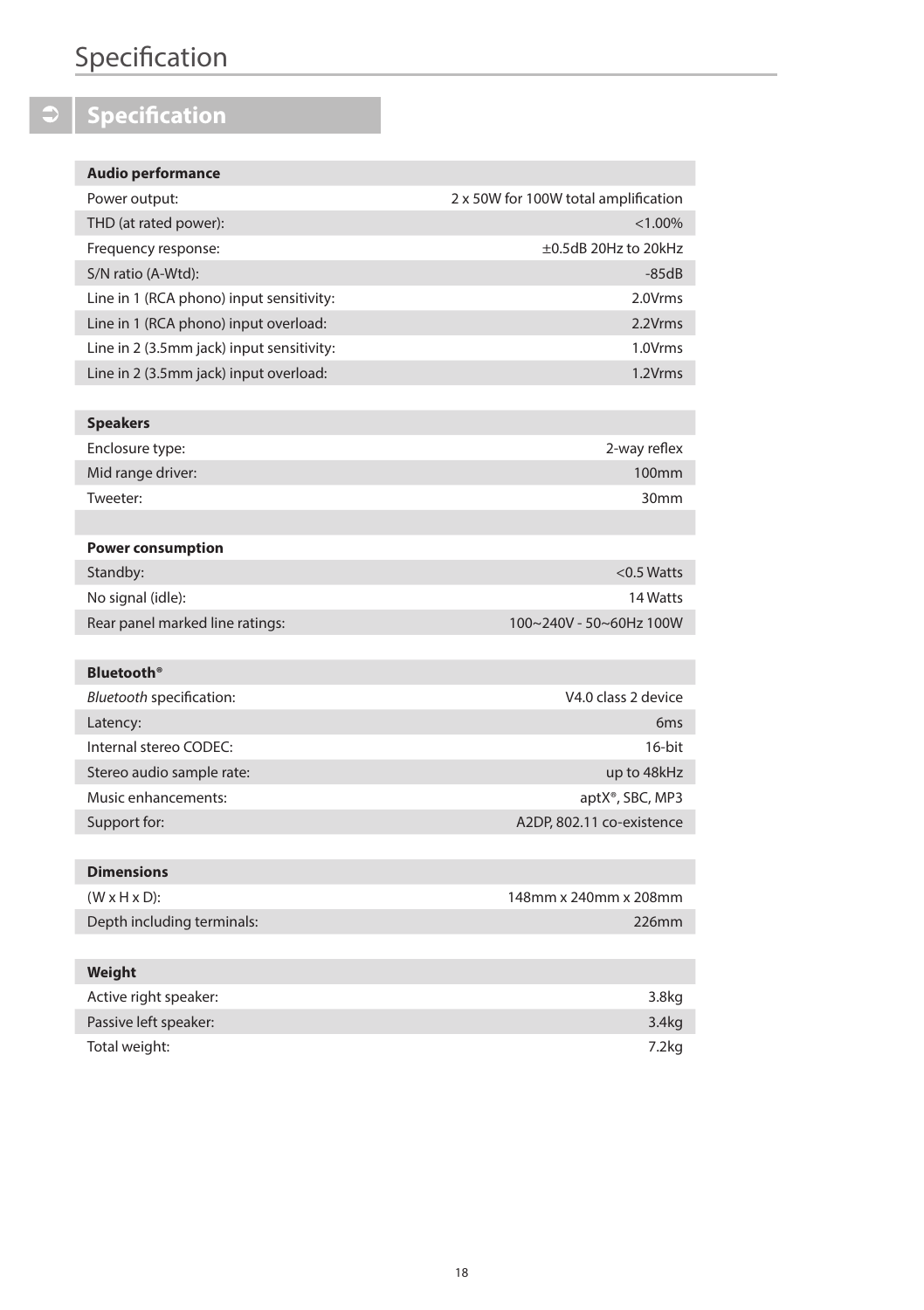# Specification

## Specification

| **Audio performance** | |
|---|---|
| Power output: | 2 x 50W for 100W total amplification |
| THD (at rated power): | <1.00% |
| Frequency response: | ±0.5dB 20Hz to 20kHz |
| S/N ratio (A-Wtd): | -85dB |
| Line in 1 (RCA phono) input sensitivity: | 2.0Vrms |
| Line in 1 (RCA phono) input overload: | 2.2Vrms |
| Line in 2 (3.5mm jack) input sensitivity: | 1.0Vrms |
| Line in 2 (3.5mm jack) input overload: | 1.2Vrms |

| **Speakers** | |
|---|---|
| Enclosure type: | 2-way reflex |
| Mid range driver: | 100mm |
| Tweeter: | 30mm |

| **Power consumption** | |
|---|---|
| Standby: | <0.5 Watts |
| No signal (idle): | 14 Watts |
| Rear panel marked line ratings: | 100~240V - 50~60Hz 100W |

| **Bluetooth®** | |
|---|---|
| *Bluetooth* specification: | V4.0 class 2 device |
| Latency: | 6ms |
| Internal stereo CODEC: | 16-bit |
| Stereo audio sample rate: | up to 48kHz |
| Music enhancements: | aptX®, SBC, MP3 |
| Support for: | A2DP, 802.11 co-existence |

| **Dimensions** | |
|---|---|
| (W x H x D): | 148mm x 240mm x 208mm |
| Depth including terminals: | 226mm |

| **Weight** | |
|---|---|
| Active right speaker: | 3.8kg |
| Passive left speaker: | 3.4kg |
| Total weight: | 7.2kg |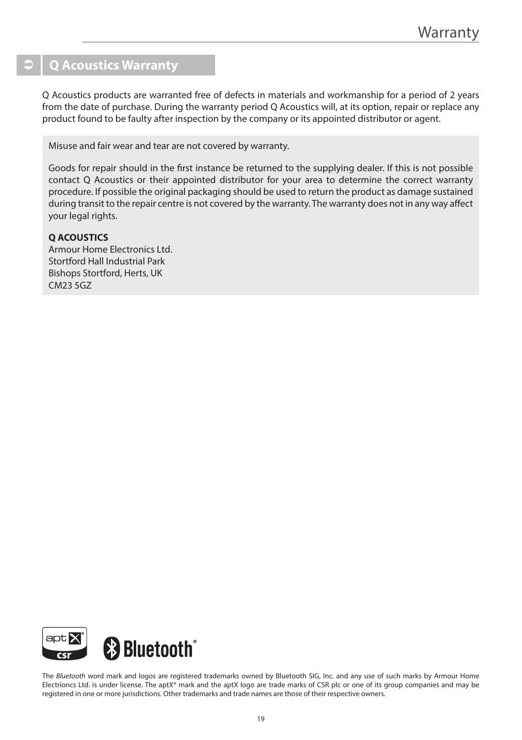## Q Acoustics Warranty

Q Acoustics products are warranted free of defects in materials and workmanship for a period of 2 years from the date of purchase. During the warranty period Q Acoustics will, at its option, repair or replace any product found to be faulty after inspection by the company or its appointed distributor or agent.

Misuse and fair wear and tear are not covered by warranty.

Goods for repair should in the first instance be returned to the supplying dealer. If this is not possible contact Q Acoustics or their appointed distributor for your area to determine the correct warranty procedure. If possible the original packaging should be used to return the product as damage sustained during transit to the repair centre is not covered by the warranty. The warranty does not in any way affect your legal rights.

**Q ACOUSTICS**
Armour Home Electronics Ltd.
Stortford Hall Industrial Park
Bishops Stortford, Herts, UK
CM23 5GZ

The *Bluetooth* word mark and logos are registered trademarks owned by Bluetooth SIG, Inc. and any use of such marks by Armour Home Electrioncs Ltd. is under license. The aptX® mark and the aptX logo are trade marks of CSR plc or one of its group companies and may be registered in one or more jurisdictions. Other trademarks and trade names are those of their respective owners.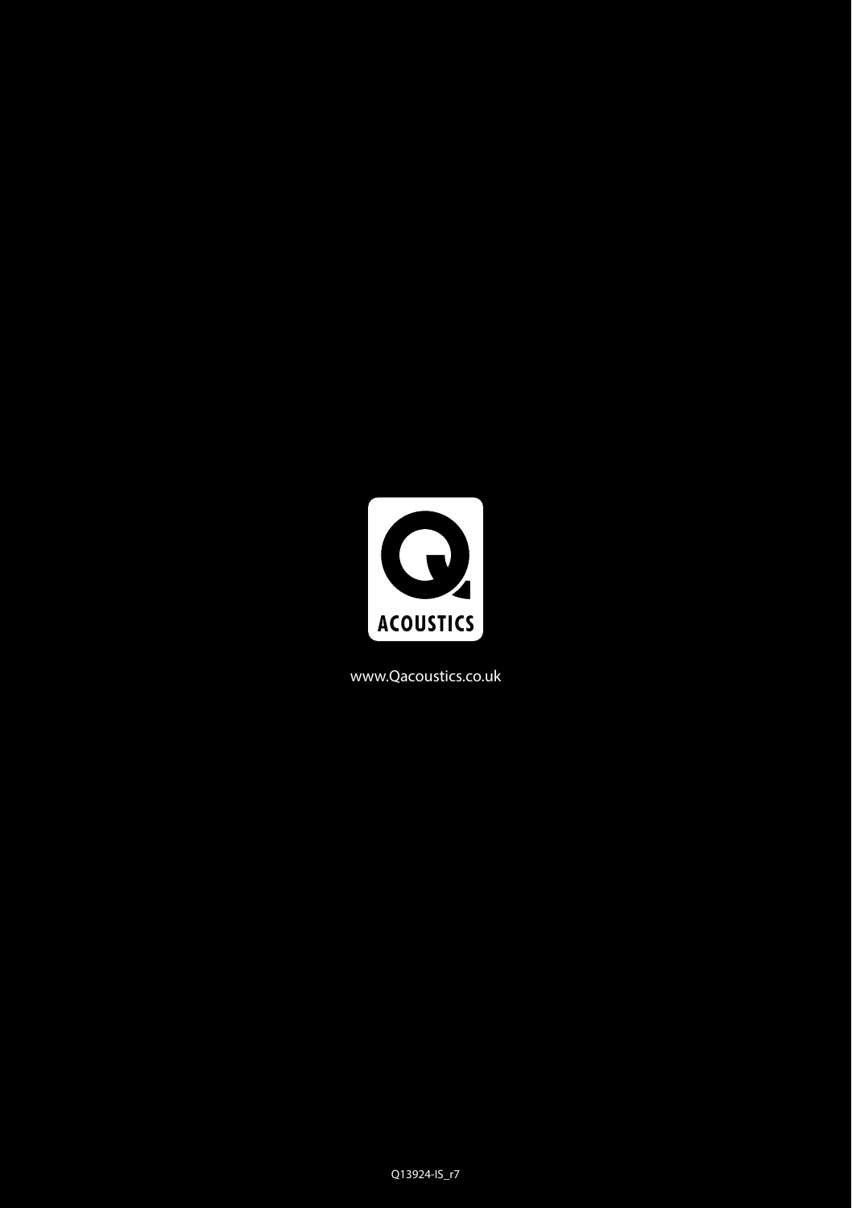ACOUSTICS

www.Qacoustics.co.uk

Q13924-IS_r7